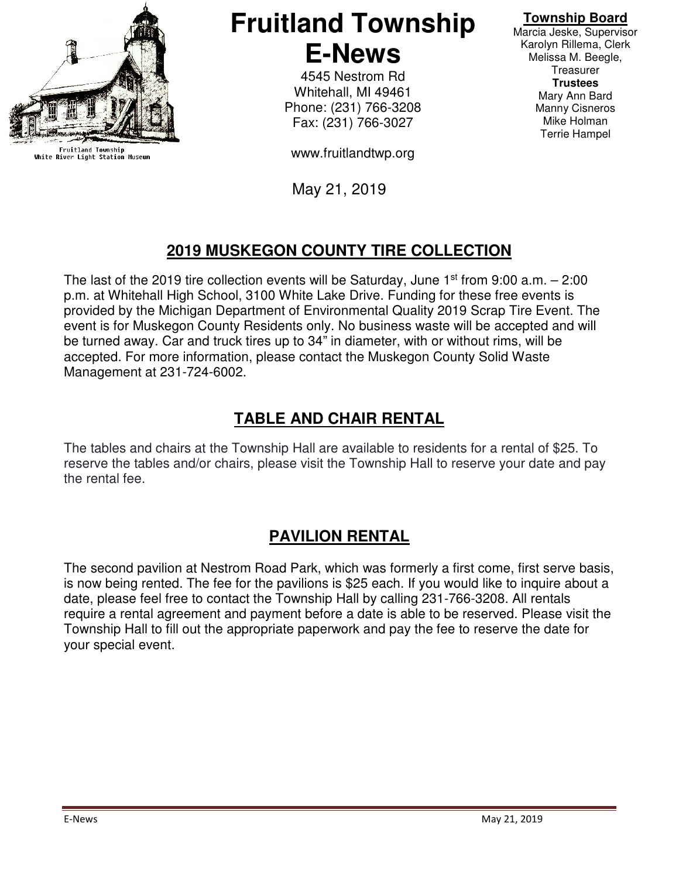Fruitland Township
White River Light Station Museum

# Fruitland Township E-News

4545 Nestrom Rd
Whitehall, MI 49461
Phone: (231) 766-3208
Fax: (231) 766-3027

www.fruitlandtwp.org

**Township Board**
Marcia Jeske, Supervisor
Karolyn Rillema, Clerk
Melissa M. Beegle, Treasurer
**Trustees**
Mary Ann Bard
Manny Cisneros
Mike Holman
Terrie Hampel

May 21, 2019

## 2019 MUSKEGON COUNTY TIRE COLLECTION

The last of the 2019 tire collection events will be Saturday, June 1st from 9:00 a.m. – 2:00 p.m. at Whitehall High School, 3100 White Lake Drive. Funding for these free events is provided by the Michigan Department of Environmental Quality 2019 Scrap Tire Event. The event is for Muskegon County Residents only. No business waste will be accepted and will be turned away. Car and truck tires up to 34" in diameter, with or without rims, will be accepted. For more information, please contact the Muskegon County Solid Waste Management at 231-724-6002.

## TABLE AND CHAIR RENTAL

The tables and chairs at the Township Hall are available to residents for a rental of $25. To reserve the tables and/or chairs, please visit the Township Hall to reserve your date and pay the rental fee.

## PAVILION RENTAL

The second pavilion at Nestrom Road Park, which was formerly a first come, first serve basis, is now being rented. The fee for the pavilions is $25 each. If you would like to inquire about a date, please feel free to contact the Township Hall by calling 231-766-3208. All rentals require a rental agreement and payment before a date is able to be reserved. Please visit the Township Hall to fill out the appropriate paperwork and pay the fee to reserve the date for your special event.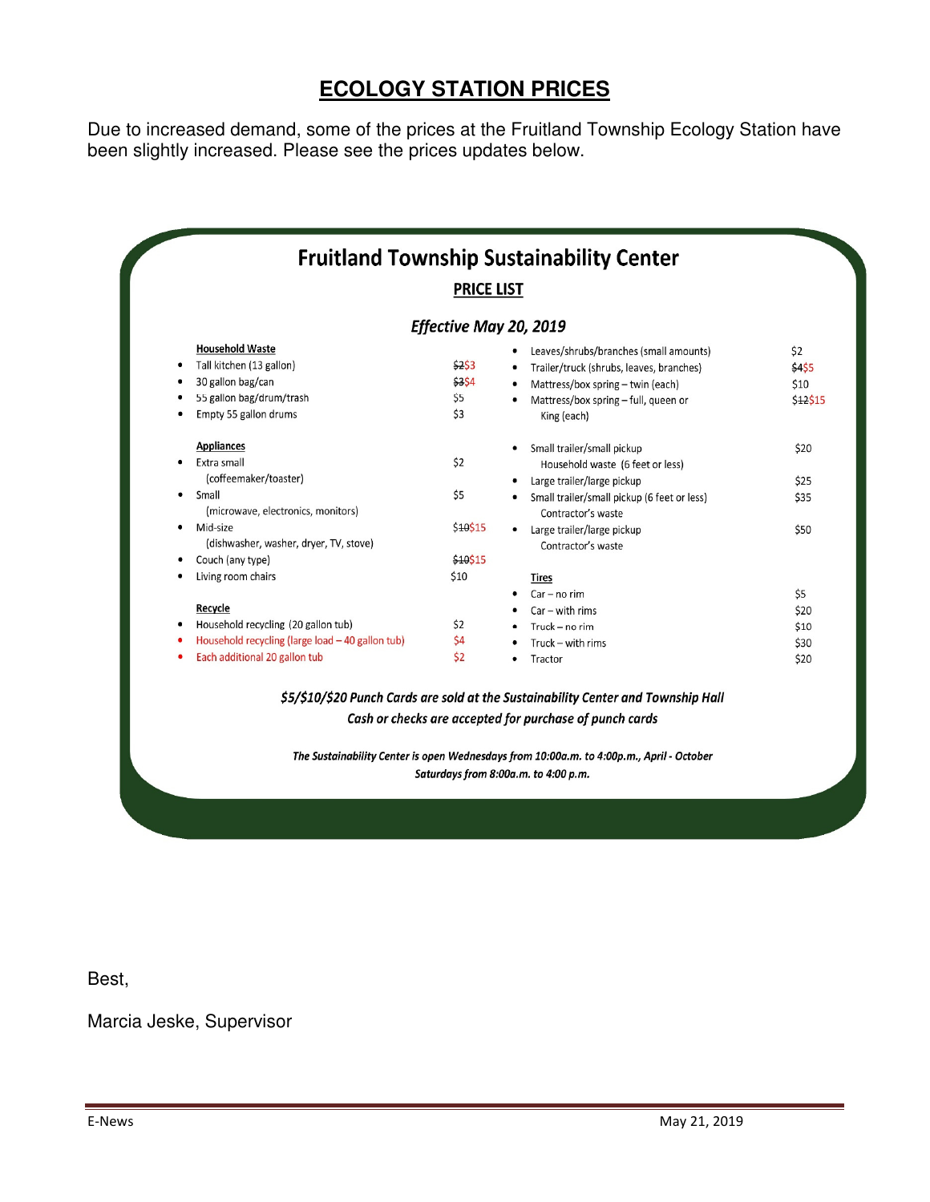# ECOLOGY STATION PRICES

Due to increased demand, some of the prices at the Fruitland Township Ecology Station have been slightly increased. Please see the prices updates below.

## Fruitland Township Sustainability Center

**PRICE LIST**

***Effective May 20, 2019***

**Household Waste**

| | |
|---|---|
| Tall kitchen (13 gallon) | ~~$2~~$3 |
| 30 gallon bag/can | ~~$3~~$4 |
| 55 gallon bag/drum/trash | $5 |
| Empty 55 gallon drums | $3 |

**Appliances**

| | |
|---|---|
| Extra small (coffeemaker/toaster) | $2 |
| Small (microwave, electronics, monitors) | $5 |
| Mid-size (dishwasher, washer, dryer, TV, stove) | ~~$10~~$15 |
| Couch (any type) | ~~$10~~$15 |
| Living room chairs | $10 |

**Recycle**

| | |
|---|---|
| Household recycling (20 gallon tub) | $2 |
| Household recycling (large load – 40 gallon tub) | $4 |
| Each additional 20 gallon tub | $2 |

| | |
|---|---|
| Leaves/shrubs/branches (small amounts) | $2 |
| Trailer/truck (shrubs, leaves, branches) | ~~$4~~$5 |
| Mattress/box spring – twin (each) | $10 |
| Mattress/box spring – full, queen or King (each) | ~~$12~~$15 |

| | |
|---|---|
| Small trailer/small pickup Household waste (6 feet or less) | $20 |
| Large trailer/large pickup | $25 |
| Small trailer/small pickup (6 feet or less) Contractor's waste | $35 |
| Large trailer/large pickup Contractor's waste | $50 |

**Tires**

| | |
|---|---|
| Car – no rim | $5 |
| Car – with rims | $20 |
| Truck – no rim | $10 |
| Truck – with rims | $30 |
| Tractor | $20 |

***$5/$10/$20 Punch Cards are sold at the Sustainability Center and Township Hall***

***Cash or checks are accepted for purchase of punch cards***

***The Sustainability Center is open Wednesdays from 10:00a.m. to 4:00p.m., April - October***

***Saturdays from 8:00a.m. to 4:00 p.m.***

Best,

Marcia Jeske, Supervisor